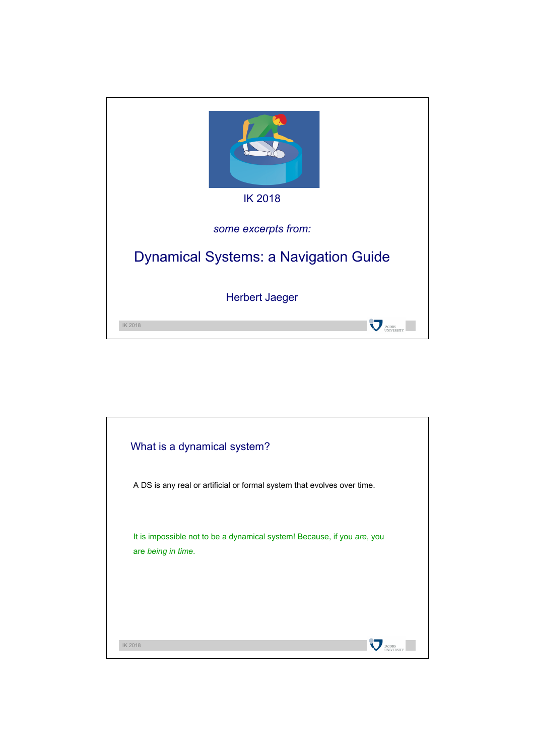IK 2018

*some excerpts from:*

# Dynamical Systems: a Navigation Guide

Herbert Jaeger

## What is a dynamical system?

A DS is any real or artificial or formal system that evolves over time.

It is impossible not to be a dynamical system! Because, if you *are*, you are *being in time*.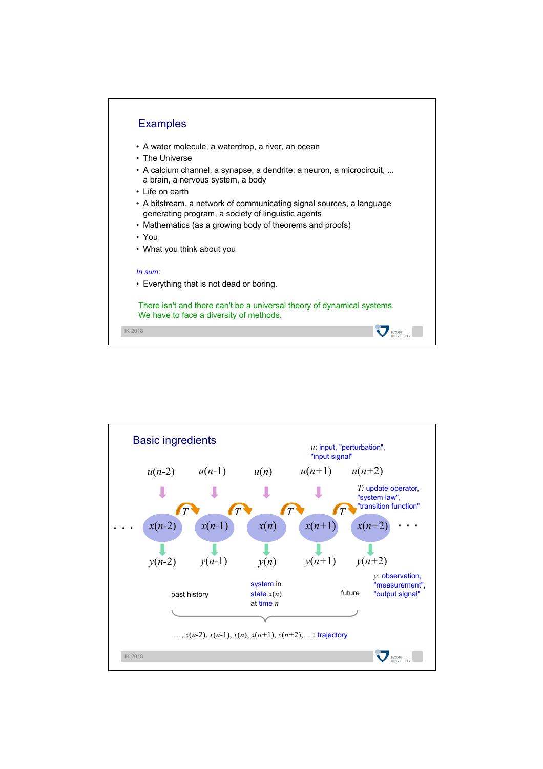## Examples

- A water molecule, a waterdrop, a river, an ocean
- The Universe
- A calcium channel, a synapse, a dendrite, a neuron, a microcircuit, ... a brain, a nervous system, a body
- Life on earth
- A bitstream, a network of communicating signal sources, a language generating program, a society of linguistic agents
- Mathematics (as a growing body of theorems and proofs)
- You
- What you think about you

*In sum:*

- Everything that is not dead or boring.

There isn't and there can't be a universal theory of dynamical systems. We have to face a diversity of methods.

## Basic ingredients

$u$: input, "perturbation", "input signal"

$u(n\text{-}2)$ $u(n\text{-}1)$ $u(n)$ $u(n+1)$ $u(n+2)$

$T$: update operator, "system law", "transition function"

... $x(n\text{-}2)$ $\xrightarrow{T}$ $x(n\text{-}1)$ $\xrightarrow{T}$ $x(n)$ $\xrightarrow{T}$ $x(n+1)$ $\xrightarrow{T}$ $x(n+2)$ ...

$y(n\text{-}2)$ $y(n\text{-}1)$ $y(n)$ $y(n+1)$ $y(n+2)$

$y$: observation, "measurement", "output signal"

past history — system in state $x(n)$ at time $n$ — future

..., $x(n\text{-}2)$, $x(n\text{-}1)$, $x(n)$, $x(n+1)$, $x(n+2)$, ... : trajectory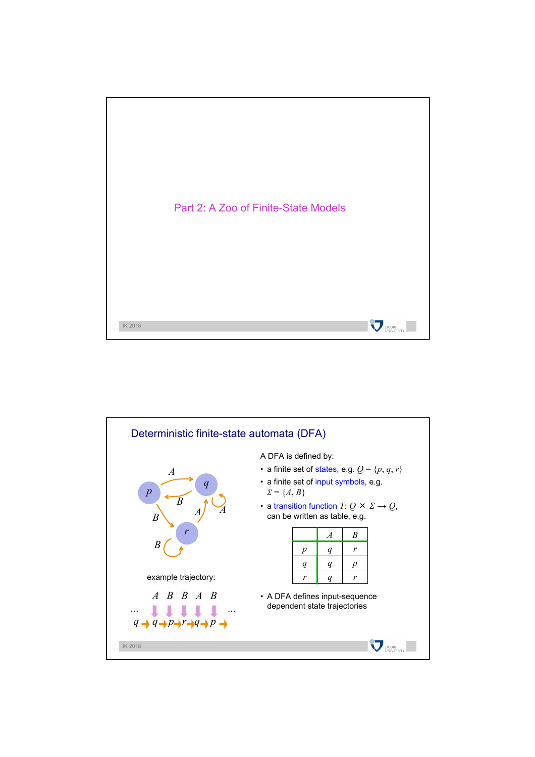# Part 2: A Zoo of Finite-State Models

## Deterministic finite-state automata (DFA)

A DFA is defined by:

- a finite set of states, e.g. $Q = \{p, q, r\}$
- a finite set of input symbols, e.g. $\Sigma = \{A, B\}$
- a transition function $T$: $Q \times \Sigma \rightarrow Q$, can be written as table, e.g.

|  | $A$ | $B$ |
|---|---|---|
| $p$ | $q$ | $r$ |
| $q$ | $q$ | $p$ |
| $r$ | $q$ | $r$ |

- A DFA defines input-sequence dependent state trajectories

example trajectory:

$$
\begin{array}{c}
A \quad B \quad B \quad A \quad B \\
\ldots \quad q \rightarrow q \rightarrow p \rightarrow r \rightarrow q \rightarrow p \rightarrow \quad \ldots
\end{array}
$$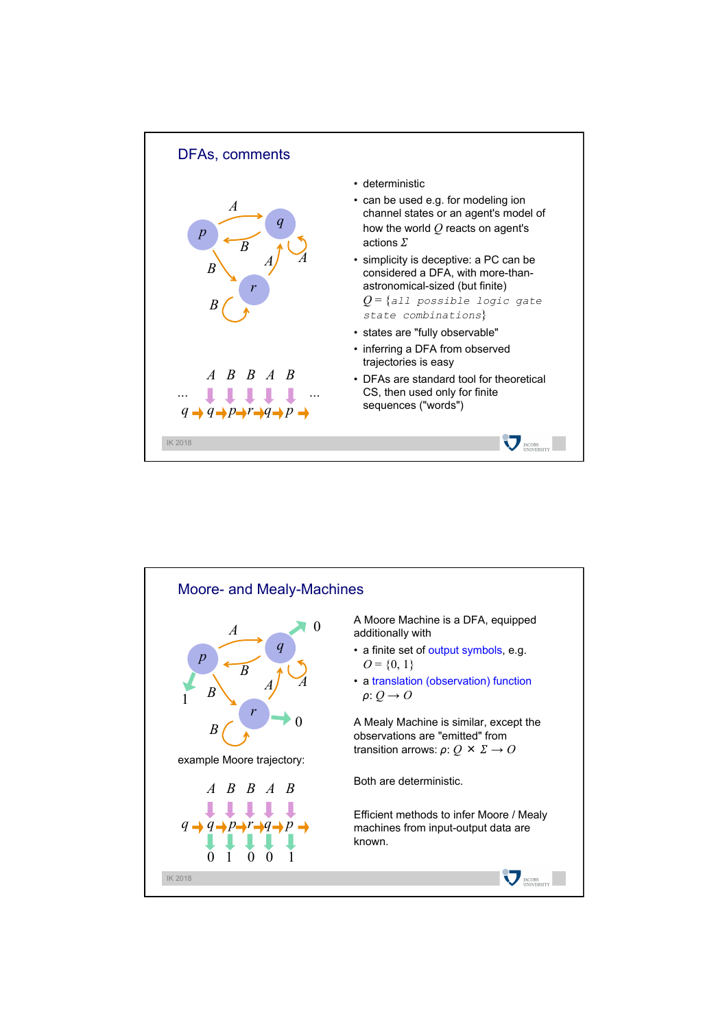## DFAs, comments

- deterministic
- can be used e.g. for modeling ion channel states or an agent's model of how the world $Q$ reacts on agent's actions $\Sigma$
- simplicity is deceptive: a PC can be considered a DFA, with more-than-astronomical-sized (but finite) $Q = \{$`all possible logic gate state combinations`$\}$
- states are "fully observable"
- inferring a DFA from observed trajectories is easy
- DFAs are standard tool for theoretical CS, then used only for finite sequences ("words")

## Moore- and Mealy-Machines

A Moore Machine is a DFA, equipped additionally with

- a finite set of output symbols, e.g. $O = \{0, 1\}$
- a translation (observation) function $\rho: Q \to O$

A Mealy Machine is similar, except the observations are "emitted" from transition arrows: $\rho: Q \times \Sigma \to O$

Both are deterministic.

Efficient methods to infer Moore / Mealy machines from input-output data are known.

example Moore trajectory: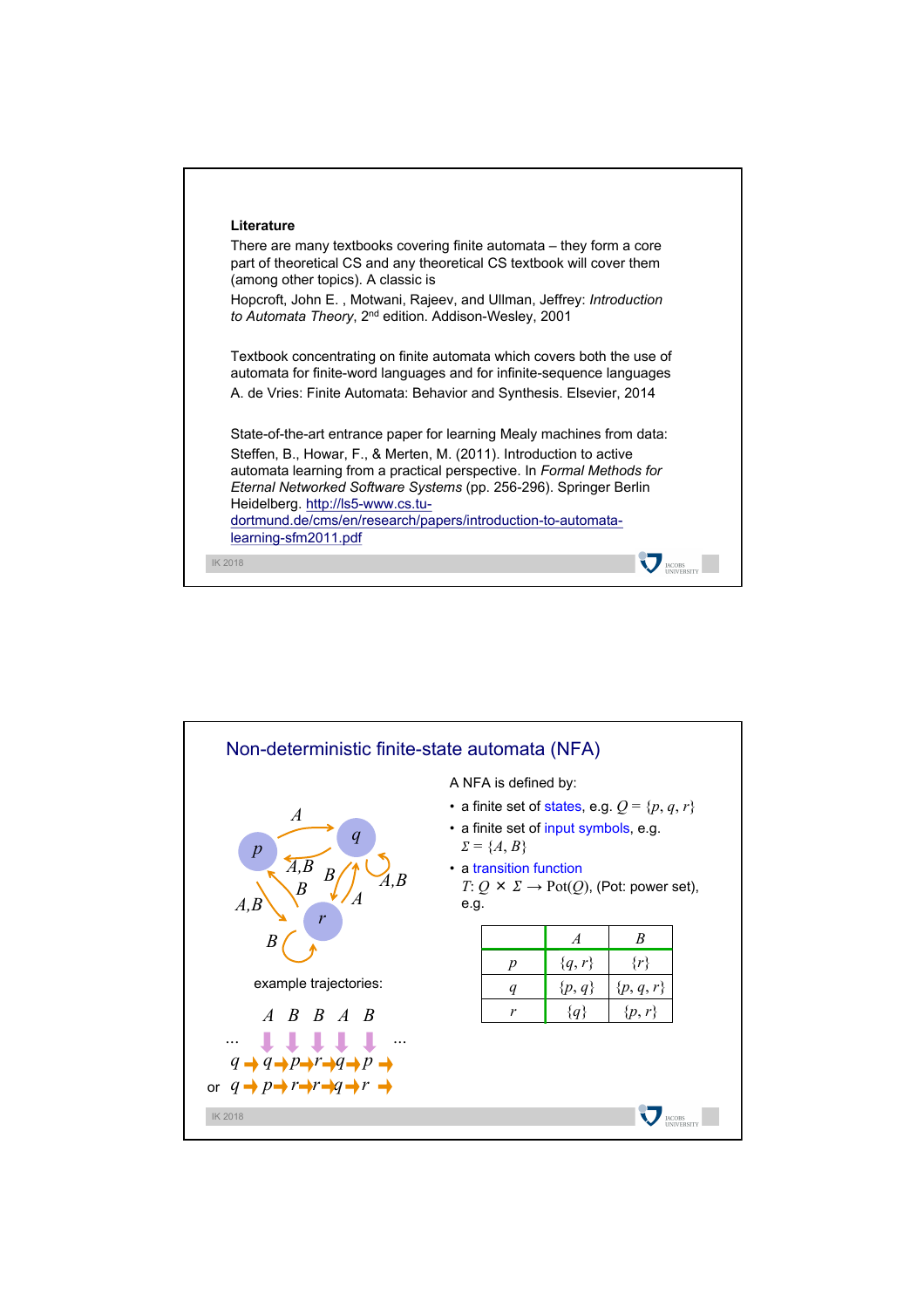**Literature**

There are many textbooks covering finite automata – they form a core part of theoretical CS and any theoretical CS textbook will cover them (among other topics). A classic is

Hopcroft, John E. , Motwani, Rajeev, and Ullman, Jeffrey: *Introduction to Automata Theory*, 2nd edition. Addison-Wesley, 2001

Textbook concentrating on finite automata which covers both the use of automata for finite-word languages and for infinite-sequence languages

A. de Vries: Finite Automata: Behavior and Synthesis. Elsevier, 2014

State-of-the-art entrance paper for learning Mealy machines from data:

Steffen, B., Howar, F., & Merten, M. (2011). Introduction to active automata learning from a practical perspective. In *Formal Methods for Eternal Networked Software Systems* (pp. 256-296). Springer Berlin Heidelberg. http://ls5-www.cs.tu-dortmund.de/cms/en/research/papers/introduction-to-automata-learning-sfm2011.pdf

## Non-deterministic finite-state automata (NFA)

A NFA is defined by:

- a finite set of states, e.g. $Q = \{p, q, r\}$
- a finite set of input symbols, e.g. $\Sigma = \{A, B\}$
- a transition function $T: Q \times \Sigma \to \mathrm{Pot}(Q)$, (Pot: power set), e.g.

| | $A$ | $B$ |
|---|---|---|
| $p$ | $\{q, r\}$ | $\{r\}$ |
| $q$ | $\{p, q\}$ | $\{p, q, r\}$ |
| $r$ | $\{q\}$ | $\{p, r\}$ |

example trajectories:

$A \quad B \quad B \quad A \quad B$

… $q \to q \to p \to r \to q \to p \to$ …

or $q \to p \to r \to r \to q \to r \to$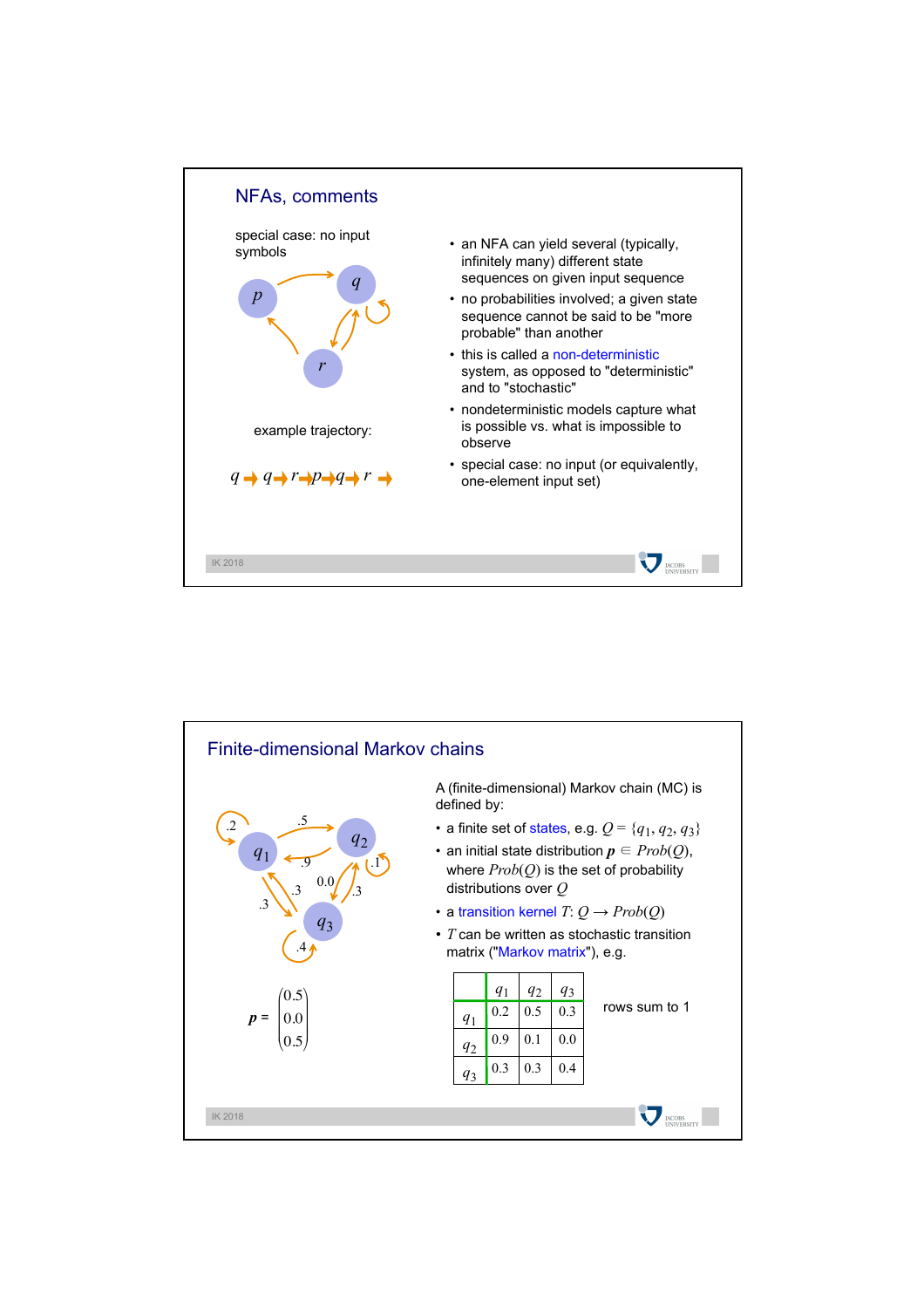## NFAs, comments

special case: no input symbols

example trajectory:

$q \rightarrow q \rightarrow r \rightarrow p \rightarrow q \rightarrow r \rightarrow$

- an NFA can yield several (typically, infinitely many) different state sequences on given input sequence
- no probabilities involved; a given state sequence cannot be said to be "more probable" than another
- this is called a non-deterministic system, as opposed to "deterministic" and to "stochastic"
- nondeterministic models capture what is possible vs. what is impossible to observe
- special case: no input (or equivalently, one-element input set)

## Finite-dimensional Markov chains

A (finite-dimensional) Markov chain (MC) is defined by:

- a finite set of states, e.g. $Q = \{q_1, q_2, q_3\}$
- an initial state distribution $\boldsymbol{p} \in Prob(Q)$, where $Prob(Q)$ is the set of probability distributions over $Q$
- a transition kernel $T: Q \rightarrow Prob(Q)$
- $T$ can be written as stochastic transition matrix ("Markov matrix"), e.g.

$$\boldsymbol{p} = \begin{pmatrix} 0.5 \\ 0.0 \\ 0.5 \end{pmatrix}$$

| | $q_1$ | $q_2$ | $q_3$ |
|---|---|---|---|
| $q_1$ | 0.2 | 0.5 | 0.3 |
| $q_2$ | 0.9 | 0.1 | 0.0 |
| $q_3$ | 0.3 | 0.3 | 0.4 |

rows sum to 1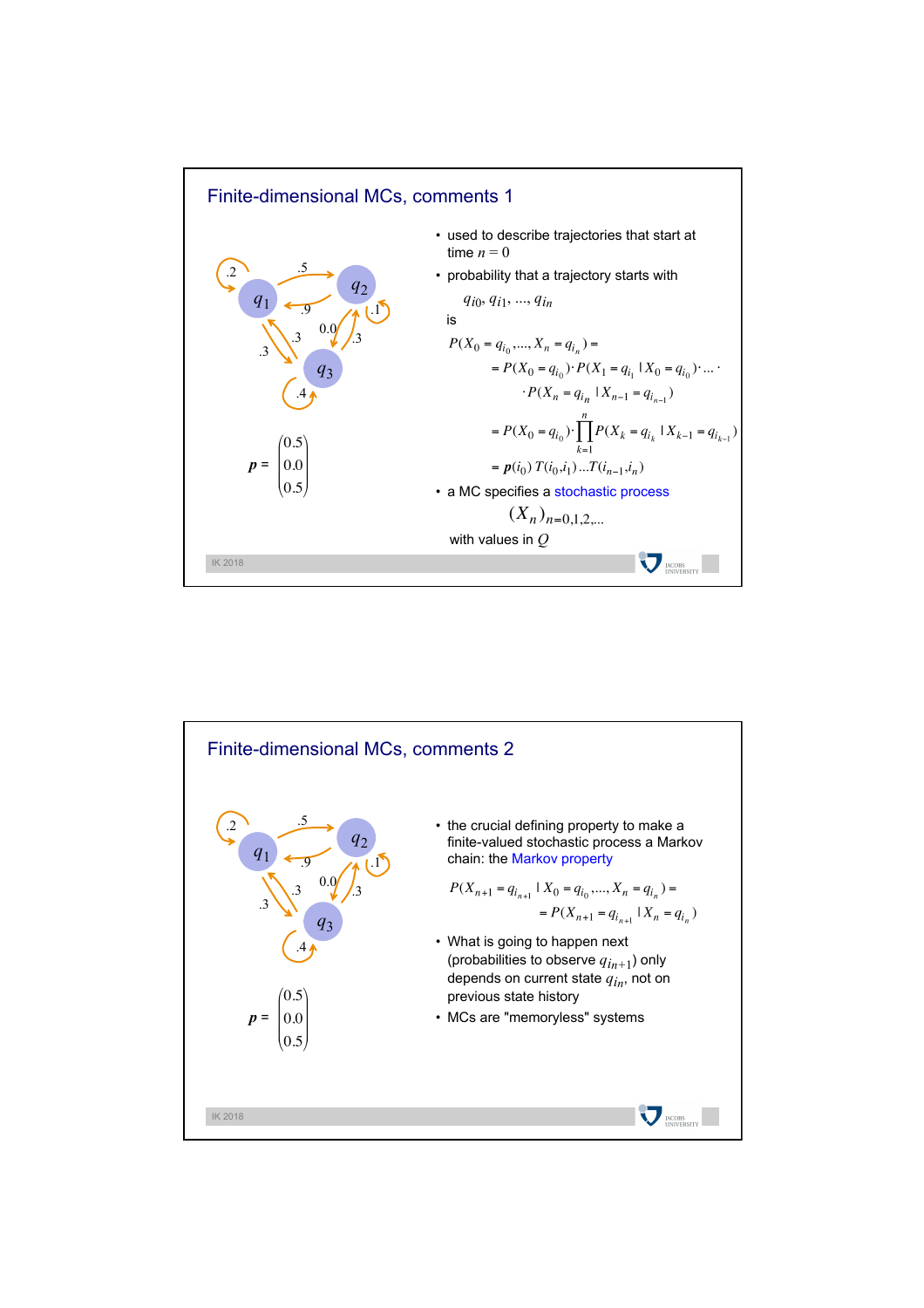## Finite-dimensional MCs, comments 1

$$p = \begin{pmatrix} 0.5 \\ 0.0 \\ 0.5 \end{pmatrix}$$

- used to describe trajectories that start at time $n = 0$
- probability that a trajectory starts with

  $q_{i0}, q_{i1}, \ldots, q_{in}$

  is

$$P(X_0 = q_{i_0}, \ldots, X_n = q_{i_n}) =$$

$$= P(X_0 = q_{i_0}) \cdot P(X_1 = q_{i_1} \mid X_0 = q_{i_0}) \cdot \ldots \cdot$$

$$\cdot P(X_n = q_{i_n} \mid X_{n-1} = q_{i_{n-1}})$$

$$= P(X_0 = q_{i_0}) \cdot \prod_{k=1}^{n} P(X_k = q_{i_k} \mid X_{k-1} = q_{i_{k-1}})$$

$$= \boldsymbol{p}(i_0)\, T(i_0, i_1) \ldots T(i_{n-1}, i_n)$$

- a MC specifies a stochastic process

$$(X_n)_{n=0,1,2,\ldots}$$

  with values in $Q$

## Finite-dimensional MCs, comments 2

$$p = \begin{pmatrix} 0.5 \\ 0.0 \\ 0.5 \end{pmatrix}$$

- the crucial defining property to make a finite-valued stochastic process a Markov chain: the Markov property

$$P(X_{n+1} = q_{i_{n+1}} \mid X_0 = q_{i_0}, \ldots, X_n = q_{i_n}) =$$

$$= P(X_{n+1} = q_{i_{n+1}} \mid X_n = q_{i_n})$$

- What is going to happen next (probabilities to observe $q_{in+1}$) only depends on current state $q_{in}$, not on previous state history
- MCs are "memoryless" systems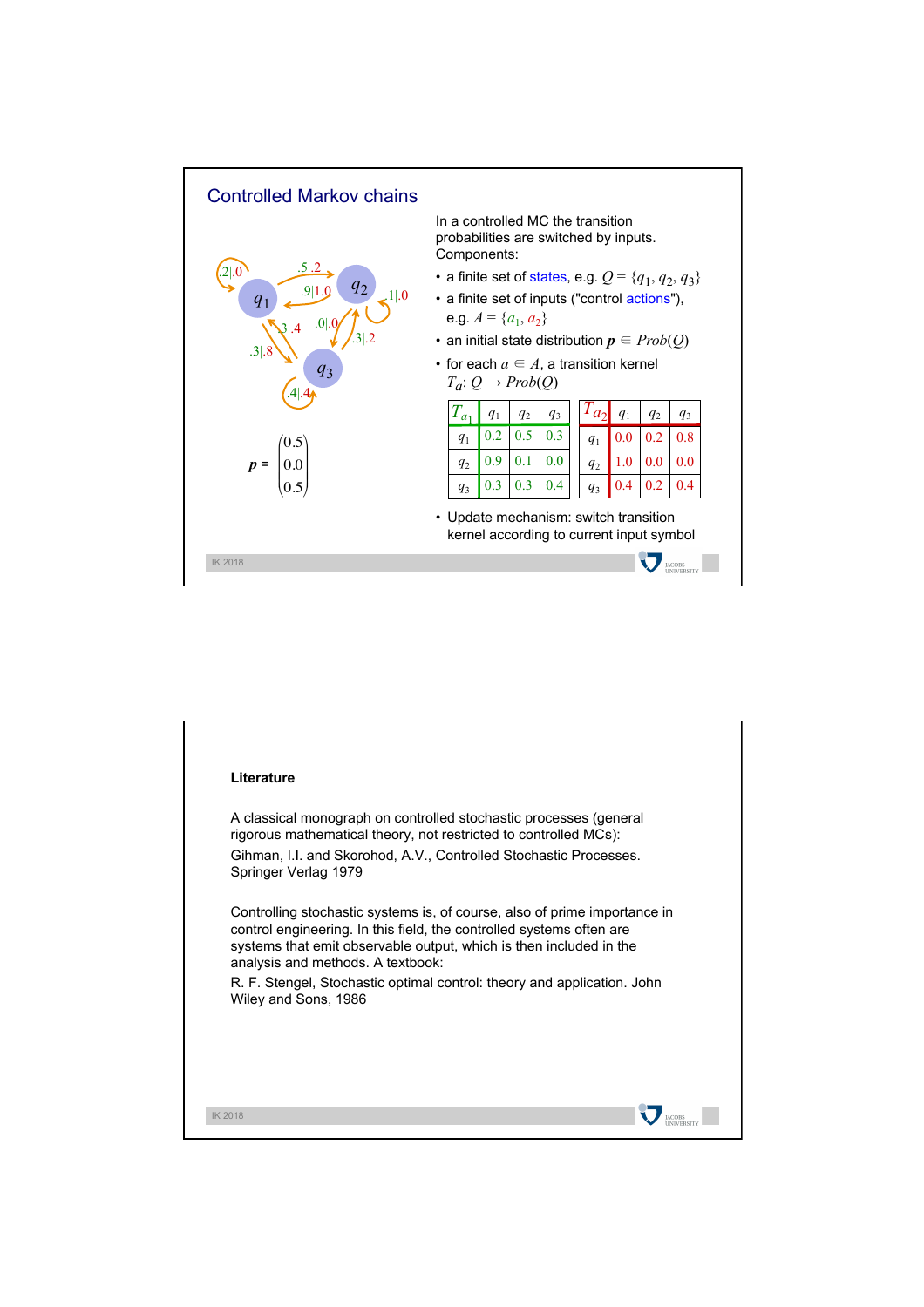## Controlled Markov chains

In a controlled MC the transition probabilities are switched by inputs. Components:

- a finite set of states, e.g. $Q = \{q_1, q_2, q_3\}$
- a finite set of inputs ("control actions"), e.g. $A = \{a_1, a_2\}$
- an initial state distribution $\mathbf{p} \in Prob(Q)$
- for each $a \in A$, a transition kernel $T_a: Q \to Prob(Q)$

| $T_{a_1}$ | $q_1$ | $q_2$ | $q_3$ |
|---|---|---|---|
| $q_1$ | 0.2 | 0.5 | 0.3 |
| $q_2$ | 0.9 | 0.1 | 0.0 |
| $q_3$ | 0.3 | 0.3 | 0.4 |

| $T_{a_2}$ | $q_1$ | $q_2$ | $q_3$ |
|---|---|---|---|
| $q_1$ | 0.0 | 0.2 | 0.8 |
| $q_2$ | 1.0 | 0.0 | 0.0 |
| $q_3$ | 0.4 | 0.2 | 0.4 |

- Update mechanism: switch transition kernel according to current input symbol

$$\mathbf{p} = \begin{pmatrix} 0.5 \\ 0.0 \\ 0.5 \end{pmatrix}$$

### Literature

A classical monograph on controlled stochastic processes (general rigorous mathematical theory, not restricted to controlled MCs):

Gihman, I.I. and Skorohod, A.V., Controlled Stochastic Processes. Springer Verlag 1979

Controlling stochastic systems is, of course, also of prime importance in control engineering. In this field, the controlled systems often are systems that emit observable output, which is then included in the analysis and methods. A textbook:

R. F. Stengel, Stochastic optimal control: theory and application. John Wiley and Sons, 1986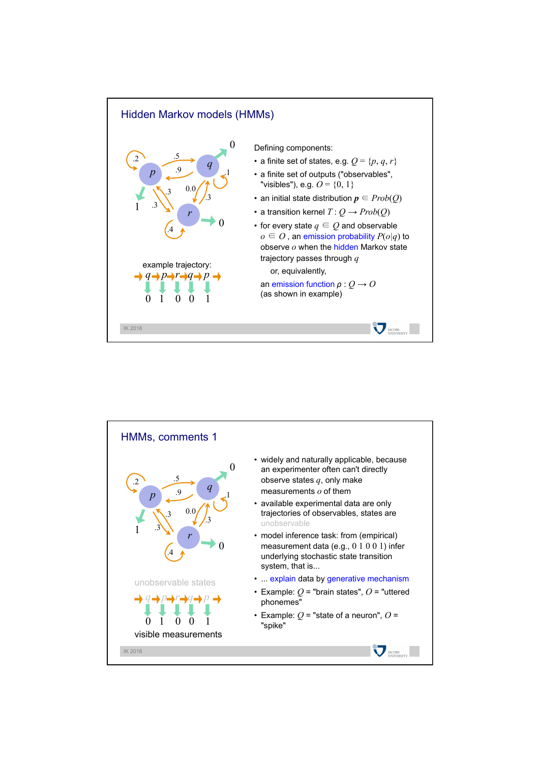## Hidden Markov models (HMMs)

example trajectory:

$\rightarrow q \rightarrow p \rightarrow r \rightarrow q \rightarrow p \rightarrow$

0 1 0 0 1

Defining components:

- a finite set of states, e.g. $Q = \{p, q, r\}$
- a finite set of outputs ("observables", "visibles"), e.g. $O = \{0, 1\}$
- an initial state distribution $\boldsymbol{p} \in Prob(Q)$
- a transition kernel $T: Q \rightarrow Prob(Q)$
- for every state $q \in Q$ and observable $o \in O$, an emission probability $P(o|q)$ to observe $o$ when the hidden Markov state trajectory passes through $q$

  or, equivalently,

  an emission function $\rho : Q \rightarrow O$ (as shown in example)

## HMMs, comments 1

unobservable states

$\rightarrow q \rightarrow p \rightarrow r \rightarrow q \rightarrow p \rightarrow$

0 1 0 0 1

visible measurements

- widely and naturally applicable, because an experimenter often can't directly observe states $q$, only make measurements $o$ of them
- available experimental data are only trajectories of observables, states are unobservable
- model inference task: from (empirical) measurement data (e.g., 0 1 0 0 1) infer underlying stochastic state transition system, that is...
- ... explain data by generative mechanism
- Example: $Q$ = "brain states", $O$ = "uttered phonemes"
- Example: $Q$ = "state of a neuron", $O$ = "spike"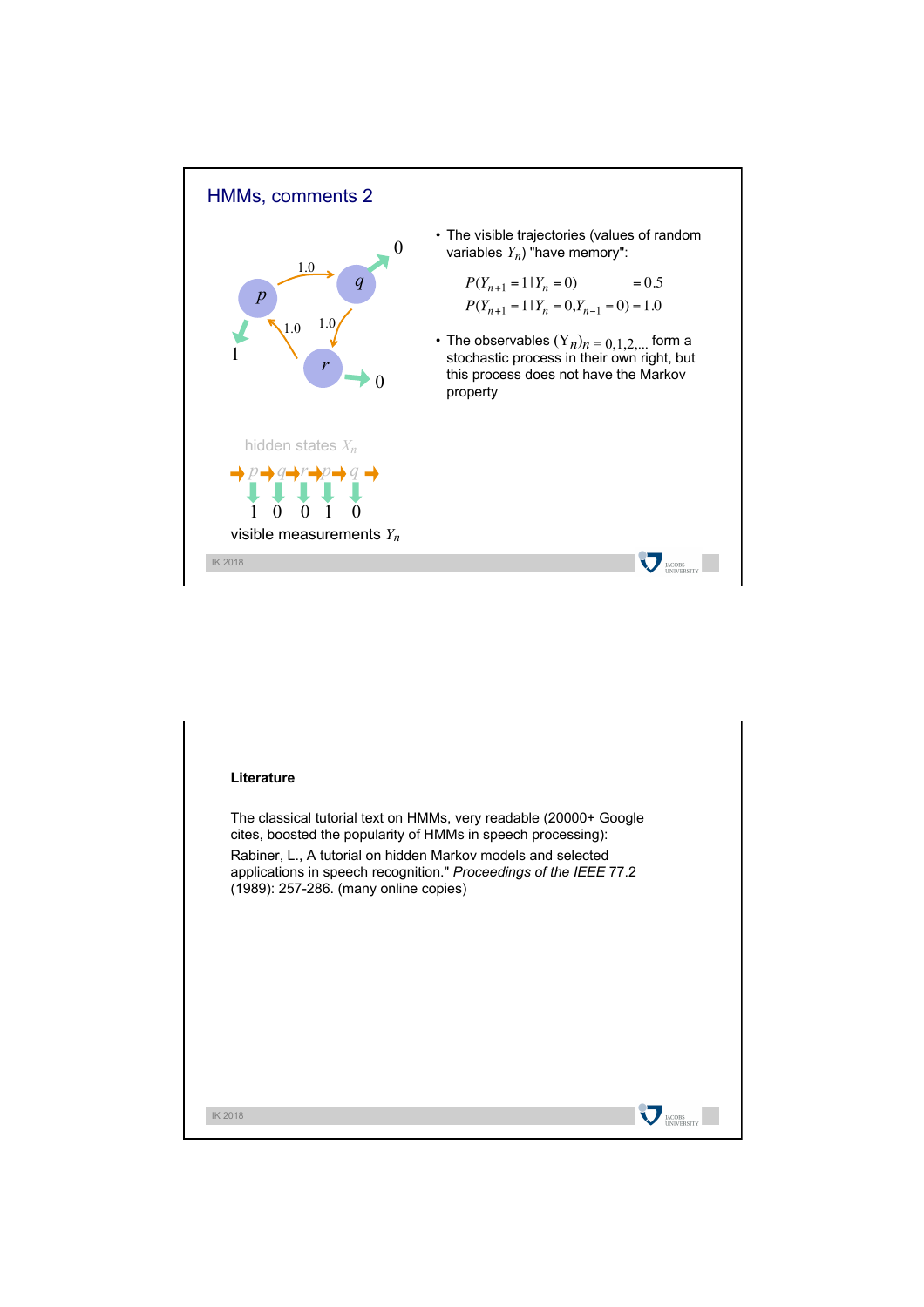## HMMs, comments 2

- The visible trajectories (values of random variables $Y_n$) "have memory":

$$P(Y_{n+1} = 1 \mid Y_n = 0) \qquad = 0.5$$
$$P(Y_{n+1} = 1 \mid Y_n = 0, Y_{n-1} = 0) = 1.0$$

- The observables $(Y_n)_{n = 0,1,2,...}$ form a stochastic process in their own right, but this process does not have the Markov property

hidden states $X_n$

$p \; q \; r \; p \; q$

$1 \; 0 \; 0 \; 1 \; 0$

visible measurements $Y_n$

**Literature**

The classical tutorial text on HMMs, very readable (20000+ Google cites, boosted the popularity of HMMs in speech processing):

Rabiner, L., A tutorial on hidden Markov models and selected applications in speech recognition." *Proceedings of the IEEE* 77.2 (1989): 257-286. (many online copies)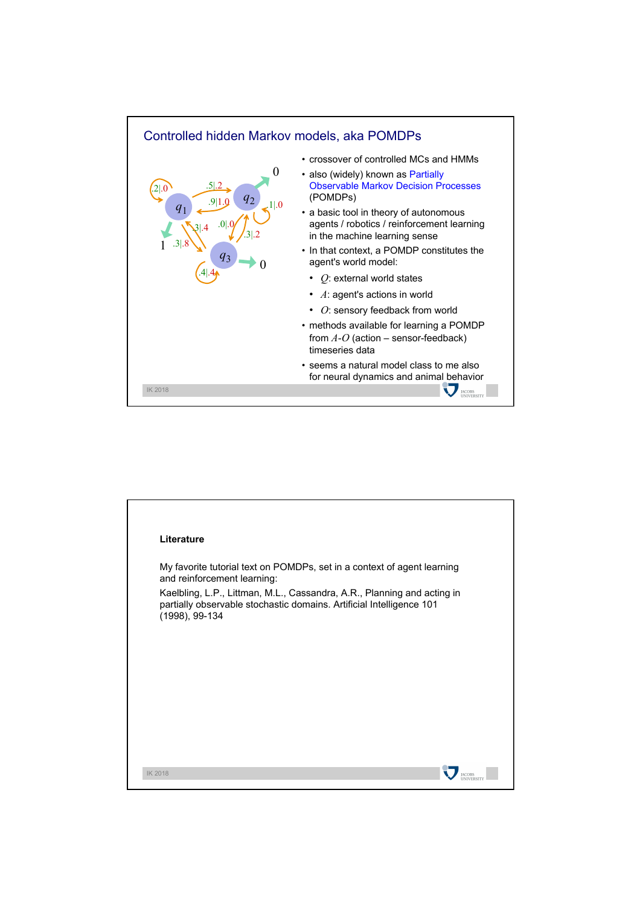## Controlled hidden Markov models, aka POMDPs

$q_1$ $q_2$ $q_3$

.2|.0
.5|.2
.9|1.0
1|.0
.3|.4
.0|.0
.3|.2
.3|.8
.4|.4
0
1
0

- crossover of controlled MCs and HMMs
- also (widely) known as Partially Observable Markov Decision Processes (POMDPs)
- a basic tool in theory of autonomous agents / robotics / reinforcement learning in the machine learning sense
- In that context, a POMDP constitutes the agent's world model:
  - $Q$: external world states
  - $A$: agent's actions in world
  - $O$: sensory feedback from world
- methods available for learning a POMDP from $A$-$O$ (action – sensor-feedback) timeseries data
- seems a natural model class to me also for neural dynamics and animal behavior

**Literature**

My favorite tutorial text on POMDPs, set in a context of agent learning and reinforcement learning:

Kaelbling, L.P., Littman, M.L., Cassandra, A.R., Planning and acting in partially observable stochastic domains. Artificial Intelligence 101 (1998), 99-134